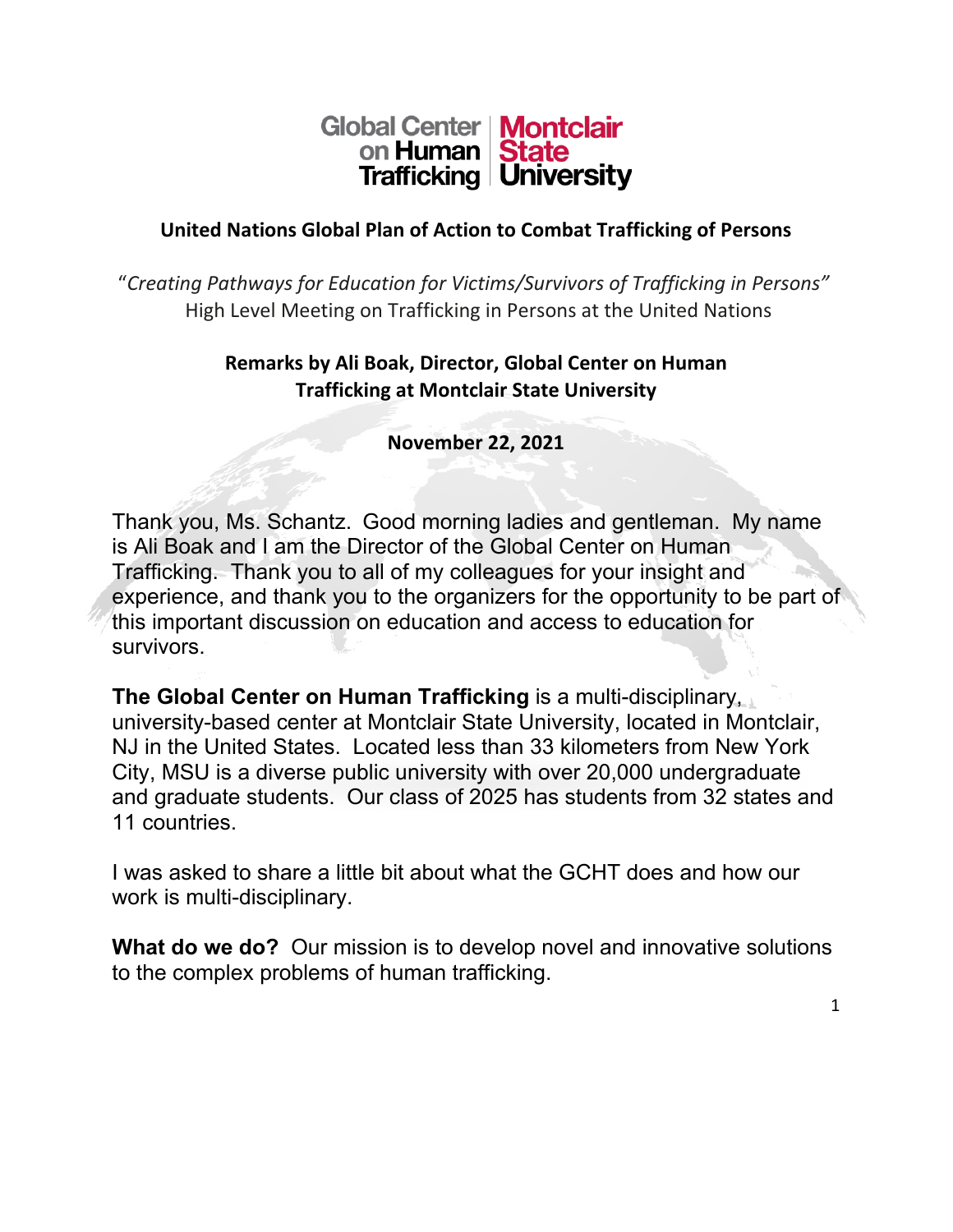Global Center on Human Trafficking | Montclair State University

**United Nations Global Plan of Action to Combat Trafficking of Persons**

"*Creating Pathways for Education for Victims/Survivors of Trafficking in Persons"*
High Level Meeting on Trafficking in Persons at the United Nations

**Remarks by Ali Boak, Director, Global Center on Human Trafficking at Montclair State University**

**November 22, 2021**

Thank you, Ms. Schantz. Good morning ladies and gentleman. My name is Ali Boak and I am the Director of the Global Center on Human Trafficking. Thank you to all of my colleagues for your insight and experience, and thank you to the organizers for the opportunity to be part of this important discussion on education and access to education for survivors.

**The Global Center on Human Trafficking** is a multi-disciplinary, university-based center at Montclair State University, located in Montclair, NJ in the United States. Located less than 33 kilometers from New York City, MSU is a diverse public university with over 20,000 undergraduate and graduate students. Our class of 2025 has students from 32 states and 11 countries.

I was asked to share a little bit about what the GCHT does and how our work is multi-disciplinary.

**What do we do?** Our mission is to develop novel and innovative solutions to the complex problems of human trafficking.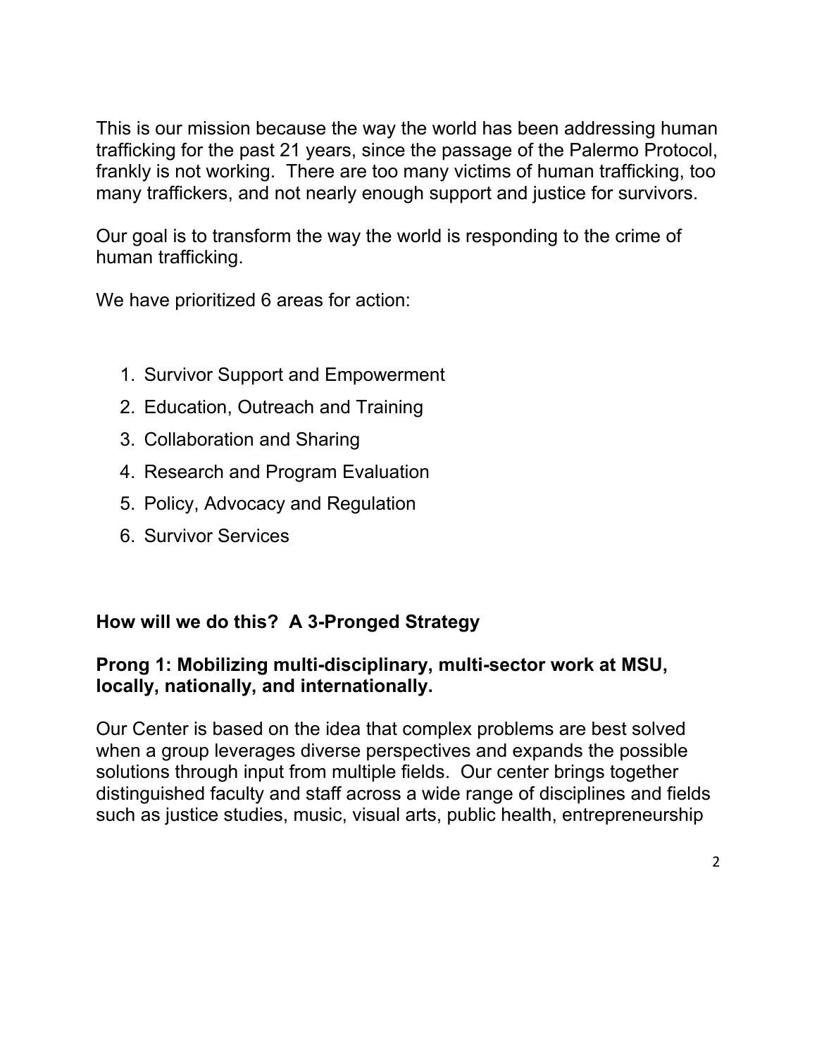This is our mission because the way the world has been addressing human trafficking for the past 21 years, since the passage of the Palermo Protocol, frankly is not working. There are too many victims of human trafficking, too many traffickers, and not nearly enough support and justice for survivors.

Our goal is to transform the way the world is responding to the crime of human trafficking.

We have prioritized 6 areas for action:

1. Survivor Support and Empowerment
2. Education, Outreach and Training
3. Collaboration and Sharing
4. Research and Program Evaluation
5. Policy, Advocacy and Regulation
6. Survivor Services

**How will we do this? A 3-Pronged Strategy**

**Prong 1: Mobilizing multi-disciplinary, multi-sector work at MSU, locally, nationally, and internationally.**

Our Center is based on the idea that complex problems are best solved when a group leverages diverse perspectives and expands the possible solutions through input from multiple fields. Our center brings together distinguished faculty and staff across a wide range of disciplines and fields such as justice studies, music, visual arts, public health, entrepreneurship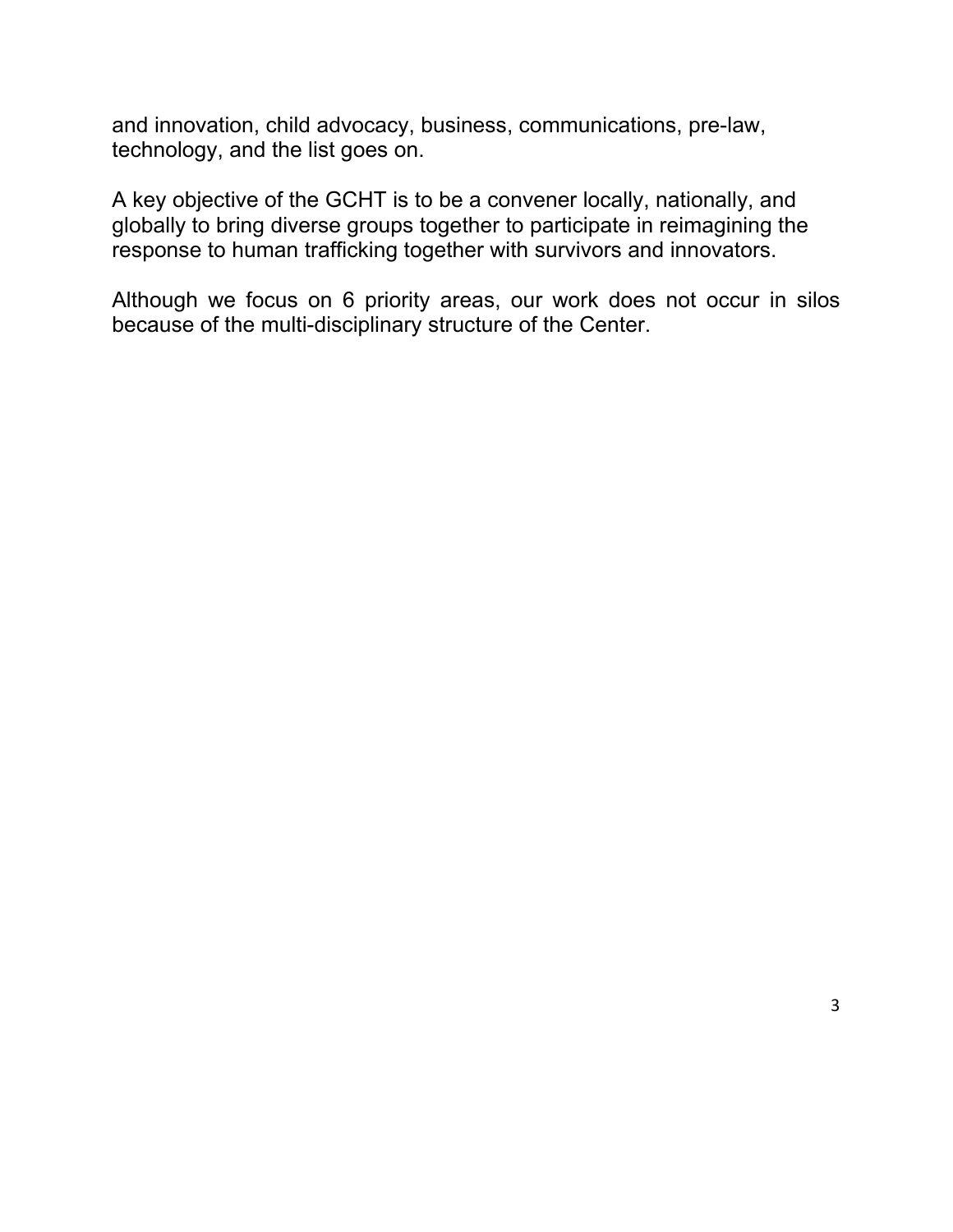and innovation, child advocacy, business, communications, pre-law, technology, and the list goes on.

A key objective of the GCHT is to be a convener locally, nationally, and globally to bring diverse groups together to participate in reimagining the response to human trafficking together with survivors and innovators.

Although we focus on 6 priority areas, our work does not occur in silos because of the multi-disciplinary structure of the Center.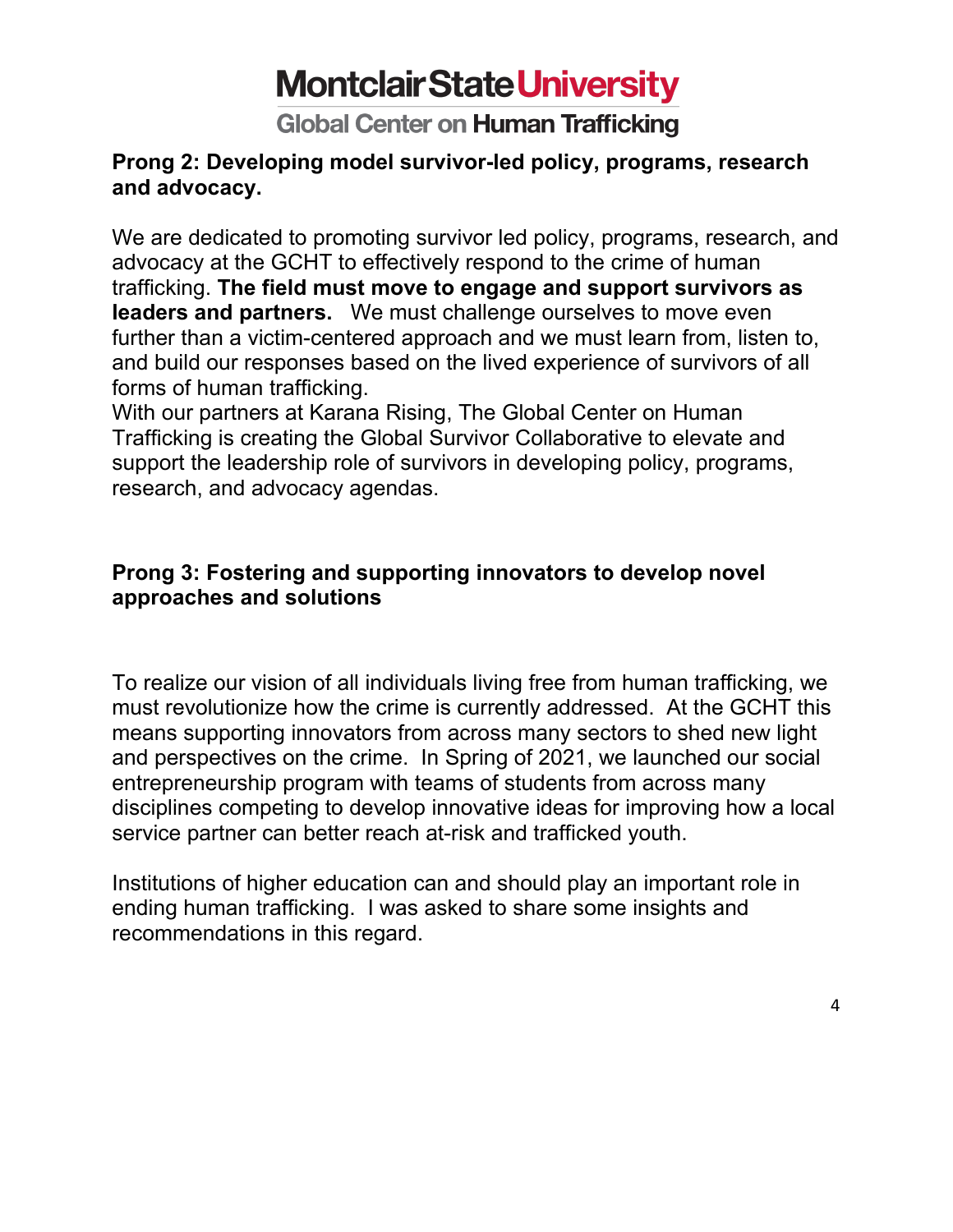### Prong 2: Developing model survivor-led policy, programs, research and advocacy.

We are dedicated to promoting survivor led policy, programs, research, and advocacy at the GCHT to effectively respond to the crime of human trafficking. **The field must move to engage and support survivors as leaders and partners.** We must challenge ourselves to move even further than a victim-centered approach and we must learn from, listen to, and build our responses based on the lived experience of survivors of all forms of human trafficking.

With our partners at Karana Rising, The Global Center on Human Trafficking is creating the Global Survivor Collaborative to elevate and support the leadership role of survivors in developing policy, programs, research, and advocacy agendas.

### Prong 3: Fostering and supporting innovators to develop novel approaches and solutions

To realize our vision of all individuals living free from human trafficking, we must revolutionize how the crime is currently addressed. At the GCHT this means supporting innovators from across many sectors to shed new light and perspectives on the crime. In Spring of 2021, we launched our social entrepreneurship program with teams of students from across many disciplines competing to develop innovative ideas for improving how a local service partner can better reach at-risk and trafficked youth.

Institutions of higher education can and should play an important role in ending human trafficking. I was asked to share some insights and recommendations in this regard.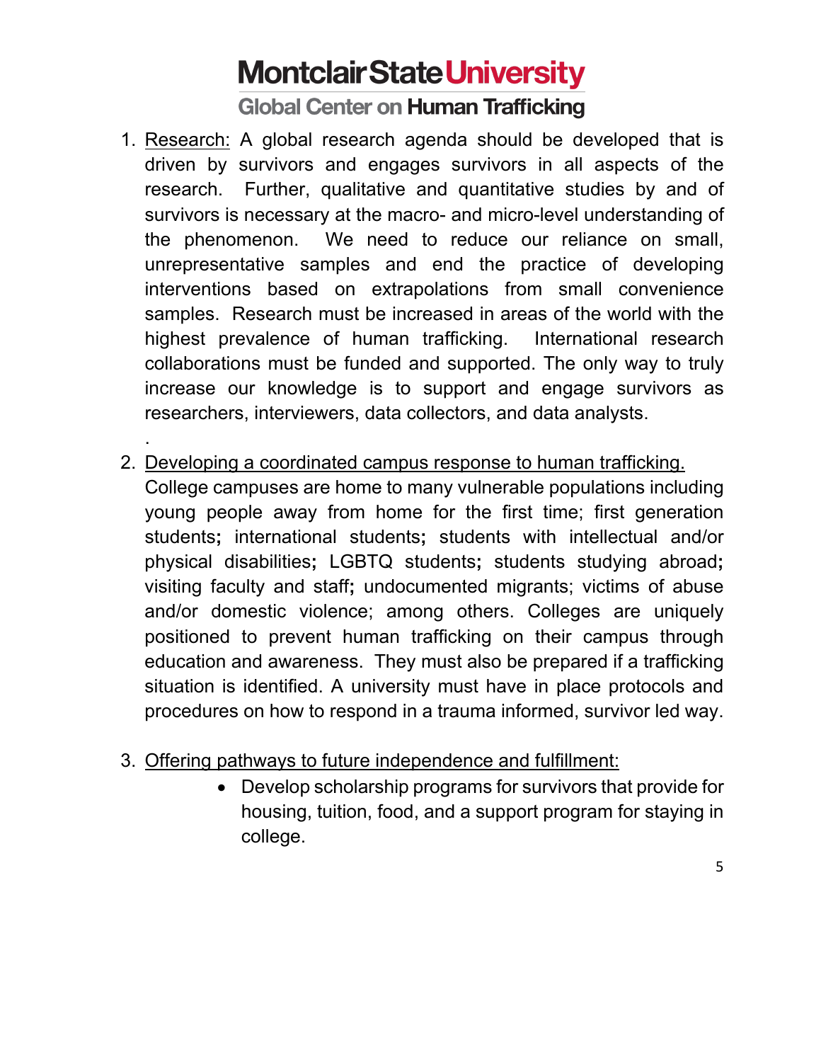1. <u>Research:</u> A global research agenda should be developed that is driven by survivors and engages survivors in all aspects of the research. Further, qualitative and quantitative studies by and of survivors is necessary at the macro- and micro-level understanding of the phenomenon. We need to reduce our reliance on small, unrepresentative samples and end the practice of developing interventions based on extrapolations from small convenience samples. Research must be increased in areas of the world with the highest prevalence of human trafficking. International research collaborations must be funded and supported. The only way to truly increase our knowledge is to support and engage survivors as researchers, interviewers, data collectors, and data analysts.

   .

2. <u>Developing a coordinated campus response to human trafficking.</u> College campuses are home to many vulnerable populations including young people away from home for the first time; first generation students**;** international students**;** students with intellectual and/or physical disabilities**;** LGBTQ students**;** students studying abroad**;** visiting faculty and staff**;** undocumented migrants; victims of abuse and/or domestic violence; among others. Colleges are uniquely positioned to prevent human trafficking on their campus through education and awareness. They must also be prepared if a trafficking situation is identified. A university must have in place protocols and procedures on how to respond in a trauma informed, survivor led way.

3. <u>Offering pathways to future independence and fulfillment:</u>
   - Develop scholarship programs for survivors that provide for housing, tuition, food, and a support program for staying in college.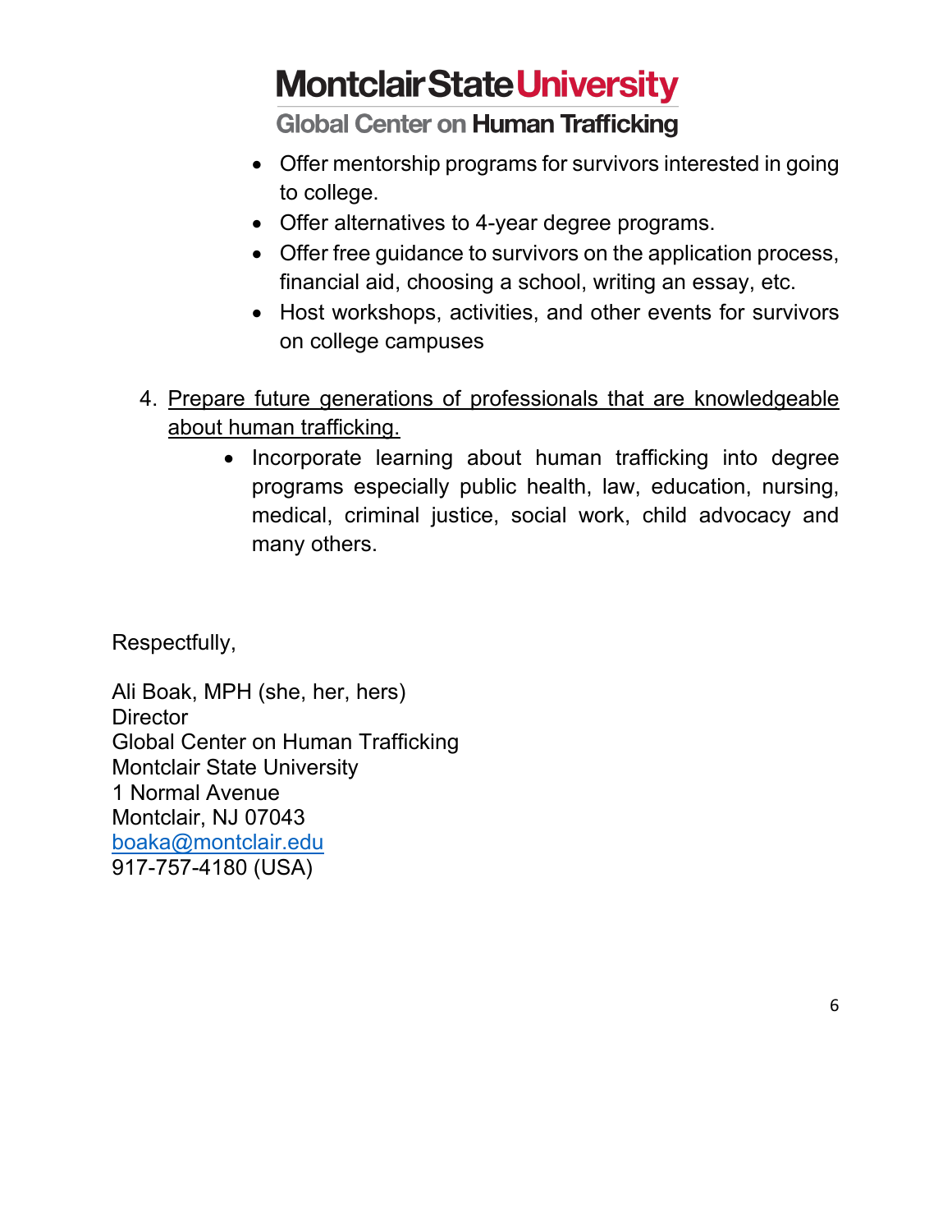- Offer mentorship programs for survivors interested in going to college.
- Offer alternatives to 4-year degree programs.
- Offer free guidance to survivors on the application process, financial aid, choosing a school, writing an essay, etc.
- Host workshops, activities, and other events for survivors on college campuses

4. <u>Prepare future generations of professionals that are knowledgeable about human trafficking.</u>
    - Incorporate learning about human trafficking into degree programs especially public health, law, education, nursing, medical, criminal justice, social work, child advocacy and many others.

Respectfully,

Ali Boak, MPH (she, her, hers)
Director
Global Center on Human Trafficking
Montclair State University
1 Normal Avenue
Montclair, NJ 07043
boaka@montclair.edu
917-757-4180 (USA)